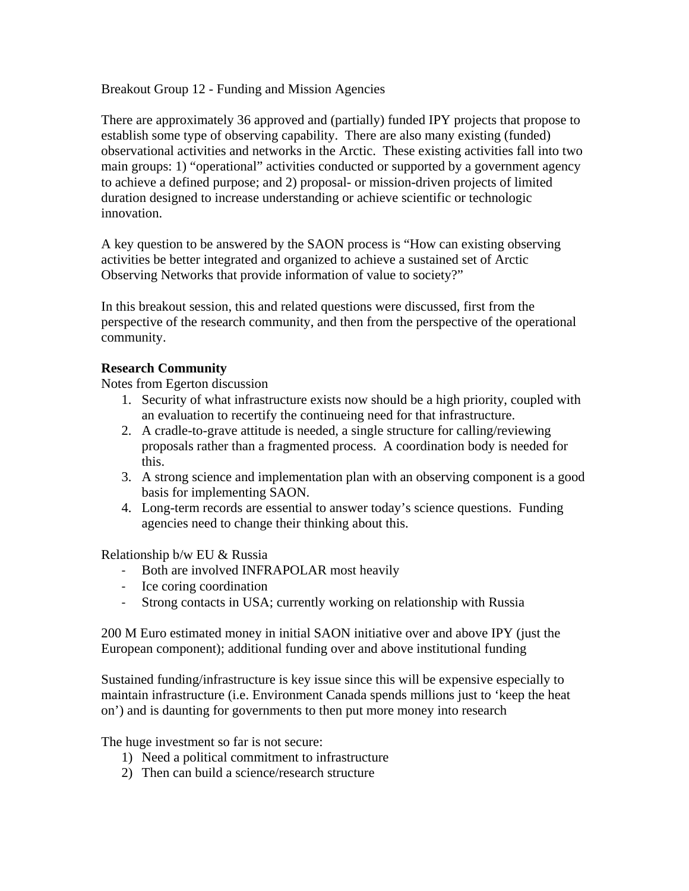Breakout Group 12 - Funding and Mission Agencies

There are approximately 36 approved and (partially) funded IPY projects that propose to establish some type of observing capability. There are also many existing (funded) observational activities and networks in the Arctic. These existing activities fall into two main groups: 1) "operational" activities conducted or supported by a government agency to achieve a defined purpose; and 2) proposal- or mission-driven projects of limited duration designed to increase understanding or achieve scientific or technologic innovation.

A key question to be answered by the SAON process is "How can existing observing activities be better integrated and organized to achieve a sustained set of Arctic Observing Networks that provide information of value to society?"

In this breakout session, this and related questions were discussed, first from the perspective of the research community, and then from the perspective of the operational community.

**Research Community**

Notes from Egerton discussion

1. Security of what infrastructure exists now should be a high priority, coupled with an evaluation to recertify the continueing need for that infrastructure.
2. A cradle-to-grave attitude is needed, a single structure for calling/reviewing proposals rather than a fragmented process. A coordination body is needed for this.
3. A strong science and implementation plan with an observing component is a good basis for implementing SAON.
4. Long-term records are essential to answer today's science questions. Funding agencies need to change their thinking about this.

Relationship b/w EU & Russia

- Both are involved INFRAPOLAR most heavily
- Ice coring coordination
- Strong contacts in USA; currently working on relationship with Russia

200 M Euro estimated money in initial SAON initiative over and above IPY (just the European component); additional funding over and above institutional funding

Sustained funding/infrastructure is key issue since this will be expensive especially to maintain infrastructure (i.e. Environment Canada spends millions just to 'keep the heat on') and is daunting for governments to then put more money into research

The huge investment so far is not secure:

1) Need a political commitment to infrastructure
2) Then can build a science/research structure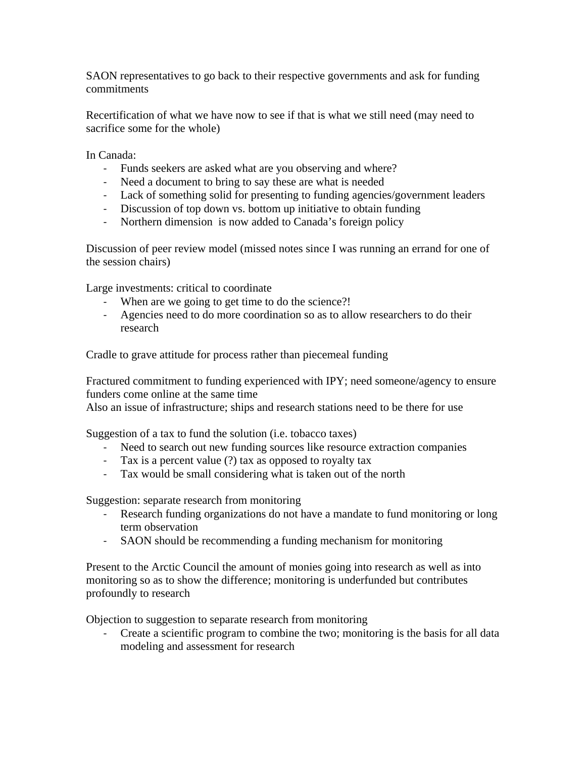SAON representatives to go back to their respective governments and ask for funding commitments

Recertification of what we have now to see if that is what we still need (may need to sacrifice some for the whole)

In Canada:

- Funds seekers are asked what are you observing and where?
- Need a document to bring to say these are what is needed
- Lack of something solid for presenting to funding agencies/government leaders
- Discussion of top down vs. bottom up initiative to obtain funding
- Northern dimension is now added to Canada's foreign policy

Discussion of peer review model (missed notes since I was running an errand for one of the session chairs)

Large investments: critical to coordinate

- When are we going to get time to do the science?!
- Agencies need to do more coordination so as to allow researchers to do their research

Cradle to grave attitude for process rather than piecemeal funding

Fractured commitment to funding experienced with IPY; need someone/agency to ensure funders come online at the same time
Also an issue of infrastructure; ships and research stations need to be there for use

Suggestion of a tax to fund the solution (i.e. tobacco taxes)

- Need to search out new funding sources like resource extraction companies
- Tax is a percent value (?) tax as opposed to royalty tax
- Tax would be small considering what is taken out of the north

Suggestion: separate research from monitoring

- Research funding organizations do not have a mandate to fund monitoring or long term observation
- SAON should be recommending a funding mechanism for monitoring

Present to the Arctic Council the amount of monies going into research as well as into monitoring so as to show the difference; monitoring is underfunded but contributes profoundly to research

Objection to suggestion to separate research from monitoring

- Create a scientific program to combine the two; monitoring is the basis for all data modeling and assessment for research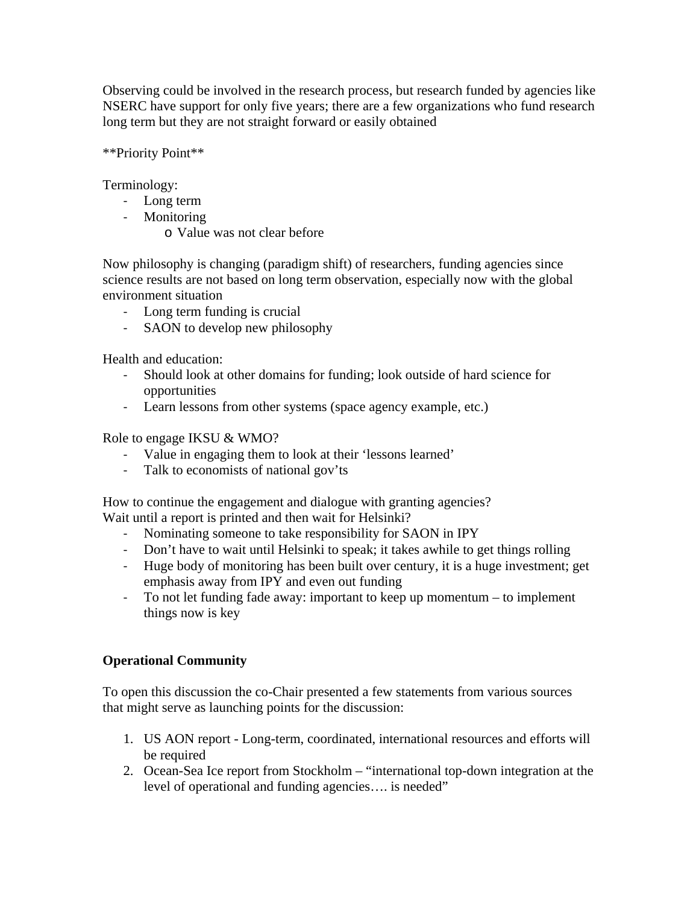Observing could be involved in the research process, but research funded by agencies like NSERC have support for only five years; there are a few organizations who fund research long term but they are not straight forward or easily obtained

**Priority Point**

Terminology:

- Long term
- Monitoring
  - Value was not clear before

Now philosophy is changing (paradigm shift) of researchers, funding agencies since science results are not based on long term observation, especially now with the global environment situation

- Long term funding is crucial
- SAON to develop new philosophy

Health and education:

- Should look at other domains for funding; look outside of hard science for opportunities
- Learn lessons from other systems (space agency example, etc.)

Role to engage IKSU & WMO?

- Value in engaging them to look at their 'lessons learned'
- Talk to economists of national gov'ts

How to continue the engagement and dialogue with granting agencies?
Wait until a report is printed and then wait for Helsinki?

- Nominating someone to take responsibility for SAON in IPY
- Don't have to wait until Helsinki to speak; it takes awhile to get things rolling
- Huge body of monitoring has been built over century, it is a huge investment; get emphasis away from IPY and even out funding
- To not let funding fade away: important to keep up momentum – to implement things now is key

**Operational Community**

To open this discussion the co-Chair presented a few statements from various sources that might serve as launching points for the discussion:

1. US AON report - Long-term, coordinated, international resources and efforts will be required
2. Ocean-Sea Ice report from Stockholm – "international top-down integration at the level of operational and funding agencies…. is needed"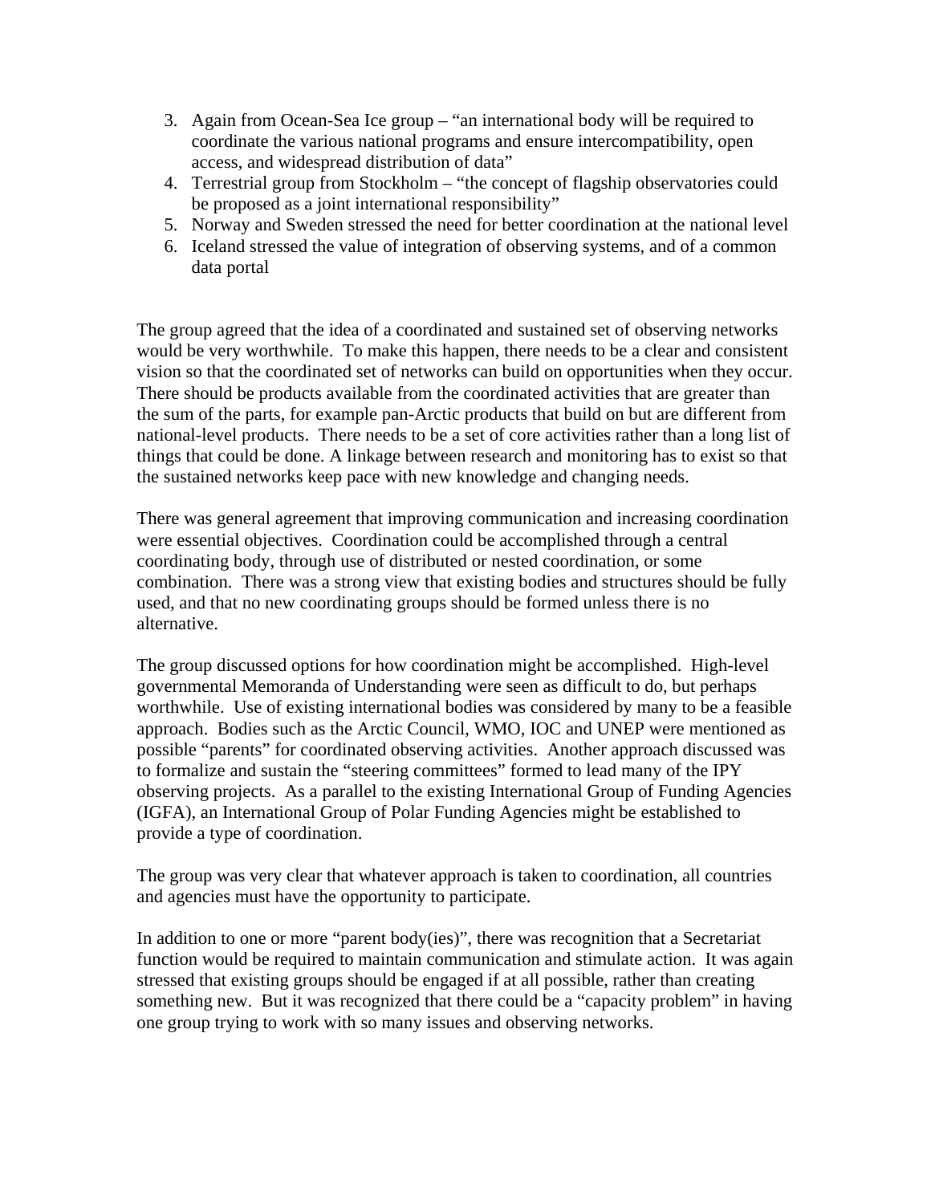3. Again from Ocean-Sea Ice group – "an international body will be required to coordinate the various national programs and ensure intercompatibility, open access, and widespread distribution of data"
4. Terrestrial group from Stockholm – "the concept of flagship observatories could be proposed as a joint international responsibility"
5. Norway and Sweden stressed the need for better coordination at the national level
6. Iceland stressed the value of integration of observing systems, and of a common data portal

The group agreed that the idea of a coordinated and sustained set of observing networks would be very worthwhile. To make this happen, there needs to be a clear and consistent vision so that the coordinated set of networks can build on opportunities when they occur. There should be products available from the coordinated activities that are greater than the sum of the parts, for example pan-Arctic products that build on but are different from national-level products. There needs to be a set of core activities rather than a long list of things that could be done. A linkage between research and monitoring has to exist so that the sustained networks keep pace with new knowledge and changing needs.

There was general agreement that improving communication and increasing coordination were essential objectives. Coordination could be accomplished through a central coordinating body, through use of distributed or nested coordination, or some combination. There was a strong view that existing bodies and structures should be fully used, and that no new coordinating groups should be formed unless there is no alternative.

The group discussed options for how coordination might be accomplished. High-level governmental Memoranda of Understanding were seen as difficult to do, but perhaps worthwhile. Use of existing international bodies was considered by many to be a feasible approach. Bodies such as the Arctic Council, WMO, IOC and UNEP were mentioned as possible "parents" for coordinated observing activities. Another approach discussed was to formalize and sustain the "steering committees" formed to lead many of the IPY observing projects. As a parallel to the existing International Group of Funding Agencies (IGFA), an International Group of Polar Funding Agencies might be established to provide a type of coordination.

The group was very clear that whatever approach is taken to coordination, all countries and agencies must have the opportunity to participate.

In addition to one or more "parent body(ies)", there was recognition that a Secretariat function would be required to maintain communication and stimulate action. It was again stressed that existing groups should be engaged if at all possible, rather than creating something new. But it was recognized that there could be a "capacity problem" in having one group trying to work with so many issues and observing networks.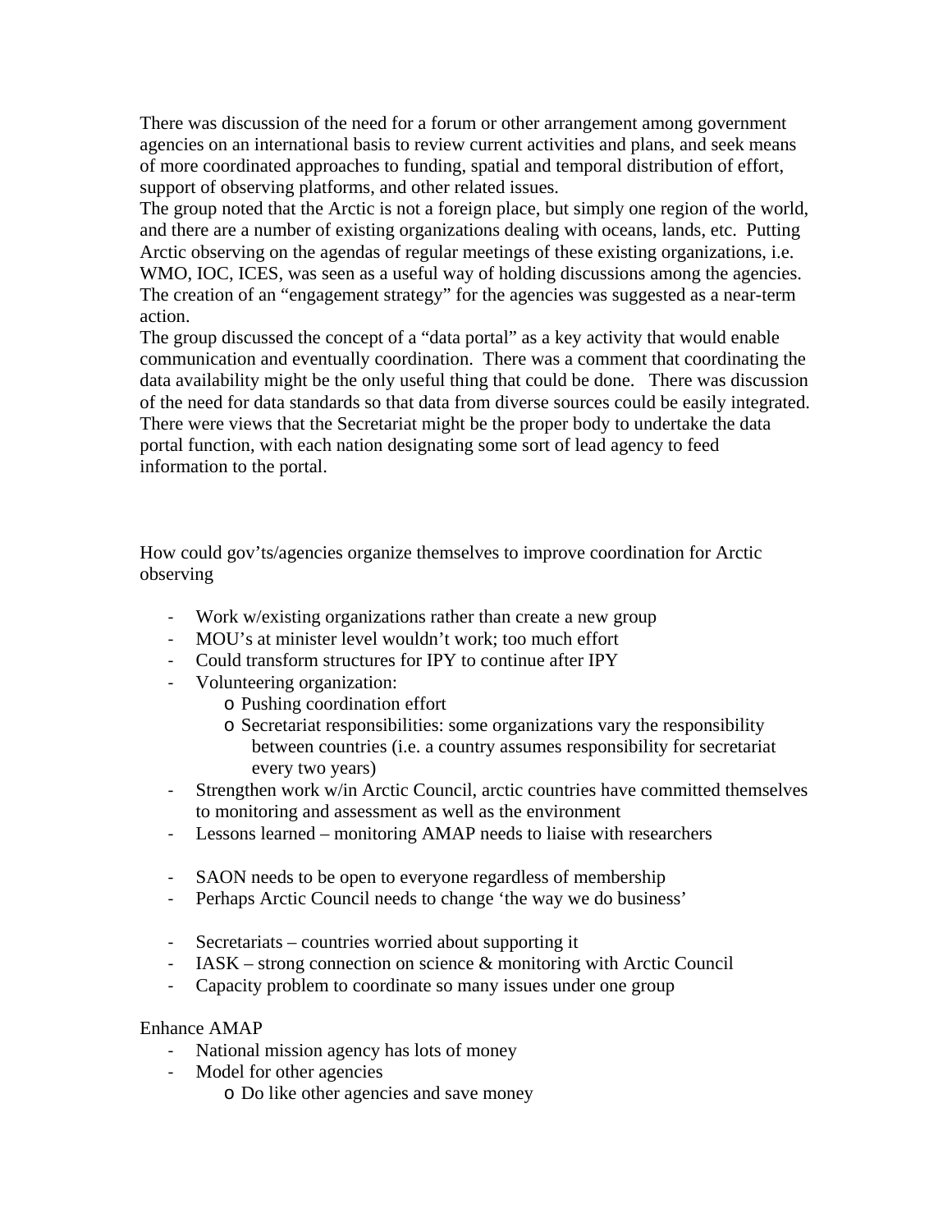There was discussion of the need for a forum or other arrangement among government agencies on an international basis to review current activities and plans, and seek means of more coordinated approaches to funding, spatial and temporal distribution of effort, support of observing platforms, and other related issues.

The group noted that the Arctic is not a foreign place, but simply one region of the world, and there are a number of existing organizations dealing with oceans, lands, etc. Putting Arctic observing on the agendas of regular meetings of these existing organizations, i.e. WMO, IOC, ICES, was seen as a useful way of holding discussions among the agencies. The creation of an "engagement strategy" for the agencies was suggested as a near-term action.

The group discussed the concept of a "data portal" as a key activity that would enable communication and eventually coordination. There was a comment that coordinating the data availability might be the only useful thing that could be done. There was discussion of the need for data standards so that data from diverse sources could be easily integrated. There were views that the Secretariat might be the proper body to undertake the data portal function, with each nation designating some sort of lead agency to feed information to the portal.

How could gov'ts/agencies organize themselves to improve coordination for Arctic observing

- Work w/existing organizations rather than create a new group
- MOU's at minister level wouldn't work; too much effort
- Could transform structures for IPY to continue after IPY
- Volunteering organization:
  - Pushing coordination effort
  - Secretariat responsibilities: some organizations vary the responsibility between countries (i.e. a country assumes responsibility for secretariat every two years)
- Strengthen work w/in Arctic Council, arctic countries have committed themselves to monitoring and assessment as well as the environment
- Lessons learned – monitoring AMAP needs to liaise with researchers

- SAON needs to be open to everyone regardless of membership
- Perhaps Arctic Council needs to change 'the way we do business'

- Secretariats – countries worried about supporting it
- IASK – strong connection on science & monitoring with Arctic Council
- Capacity problem to coordinate so many issues under one group

Enhance AMAP

- National mission agency has lots of money
- Model for other agencies
  - Do like other agencies and save money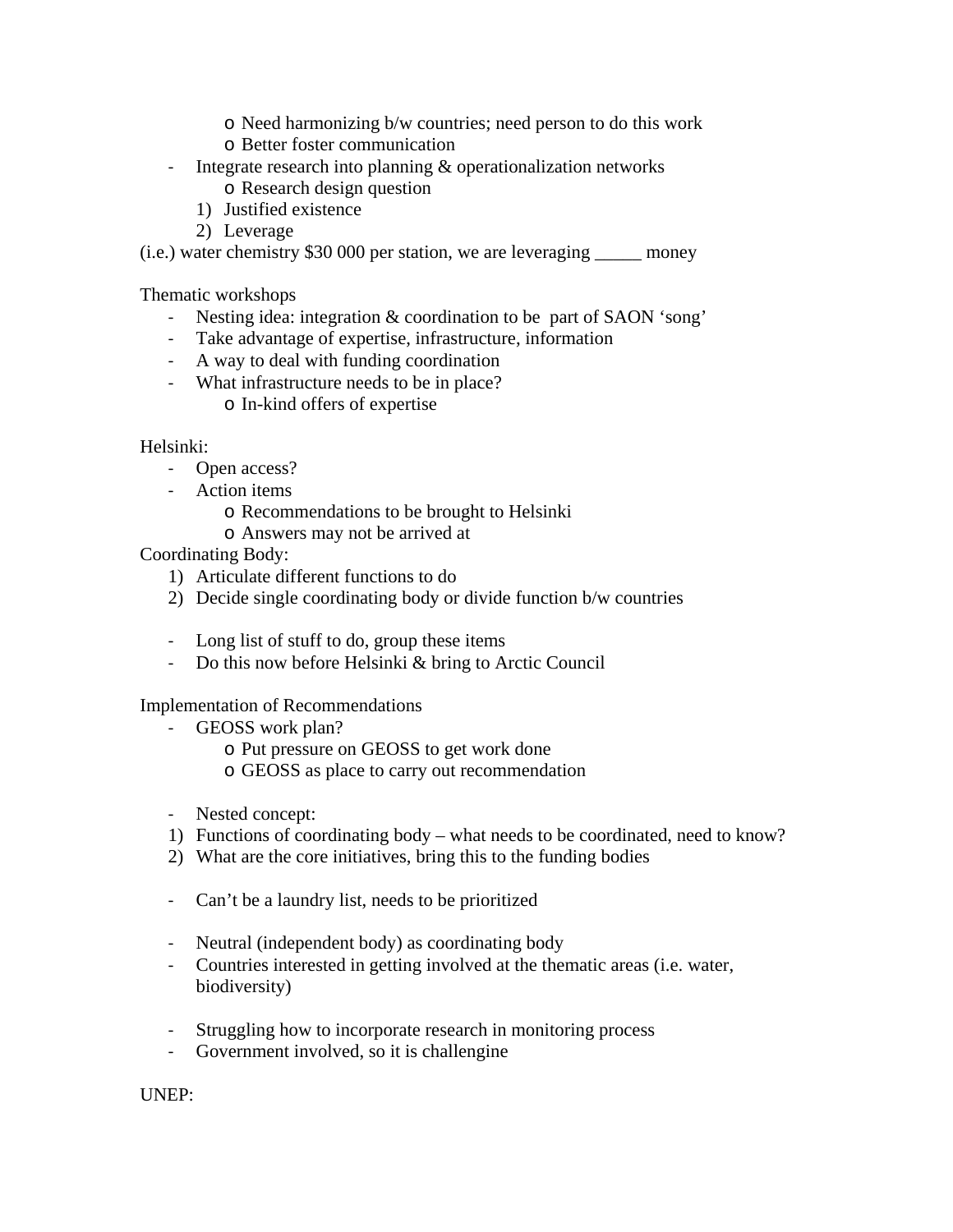- Need harmonizing b/w countries; need person to do this work
    - Better foster communication
- Integrate research into planning & operationalization networks
    - Research design question
  1) Justified existence
  2) Leverage

(i.e.) water chemistry $30 000 per station, we are leveraging _____ money

Thematic workshops

- Nesting idea: integration & coordination to be part of SAON 'song'
- Take advantage of expertise, infrastructure, information
- A way to deal with funding coordination
- What infrastructure needs to be in place?
    - In-kind offers of expertise

Helsinki:

- Open access?
- Action items
    - Recommendations to be brought to Helsinki
    - Answers may not be arrived at

Coordinating Body:

1) Articulate different functions to do
2) Decide single coordinating body or divide function b/w countries

- Long list of stuff to do, group these items
- Do this now before Helsinki & bring to Arctic Council

Implementation of Recommendations

- GEOSS work plan?
    - Put pressure on GEOSS to get work done
    - GEOSS as place to carry out recommendation

- Nested concept:

1) Functions of coordinating body – what needs to be coordinated, need to know?
2) What are the core initiatives, bring this to the funding bodies

- Can't be a laundry list, needs to be prioritized

- Neutral (independent body) as coordinating body
- Countries interested in getting involved at the thematic areas (i.e. water, biodiversity)

- Struggling how to incorporate research in monitoring process
- Government involved, so it is challengine

UNEP: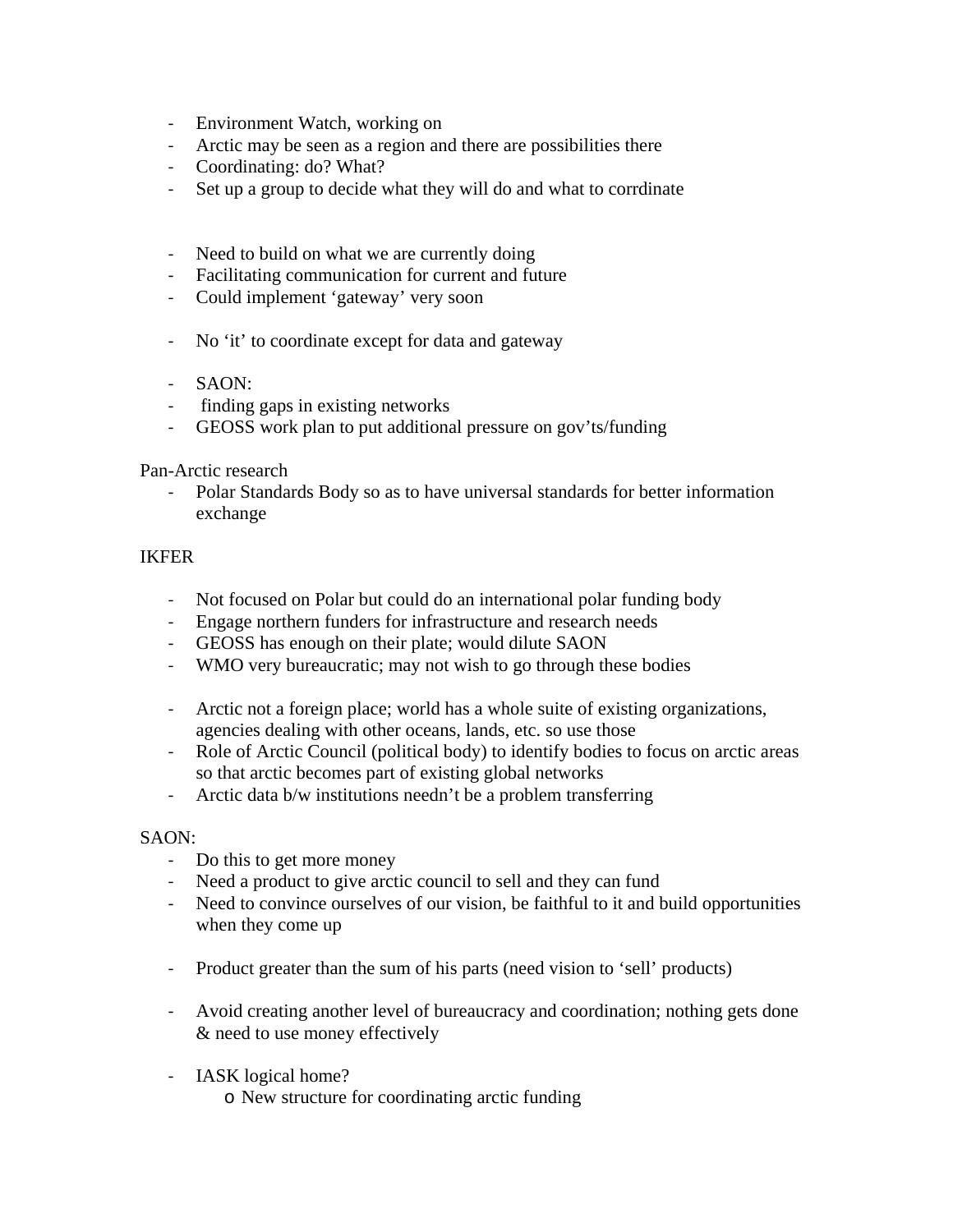- Environment Watch, working on
- Arctic may be seen as a region and there are possibilities there
- Coordinating: do? What?
- Set up a group to decide what they will do and what to corrdinate

- Need to build on what we are currently doing
- Facilitating communication for current and future
- Could implement 'gateway' very soon

- No 'it' to coordinate except for data and gateway

- SAON:
- finding gaps in existing networks
- GEOSS work plan to put additional pressure on gov'ts/funding

Pan-Arctic research

- Polar Standards Body so as to have universal standards for better information exchange

IKFER

- Not focused on Polar but could do an international polar funding body
- Engage northern funders for infrastructure and research needs
- GEOSS has enough on their plate; would dilute SAON
- WMO very bureaucratic; may not wish to go through these bodies

- Arctic not a foreign place; world has a whole suite of existing organizations, agencies dealing with other oceans, lands, etc. so use those
- Role of Arctic Council (political body) to identify bodies to focus on arctic areas so that arctic becomes part of existing global networks
- Arctic data b/w institutions needn't be a problem transferring

SAON:

- Do this to get more money
- Need a product to give arctic council to sell and they can fund
- Need to convince ourselves of our vision, be faithful to it and build opportunities when they come up

- Product greater than the sum of his parts (need vision to 'sell' products)

- Avoid creating another level of bureaucracy and coordination; nothing gets done & need to use money effectively

- IASK logical home?
    - New structure for coordinating arctic funding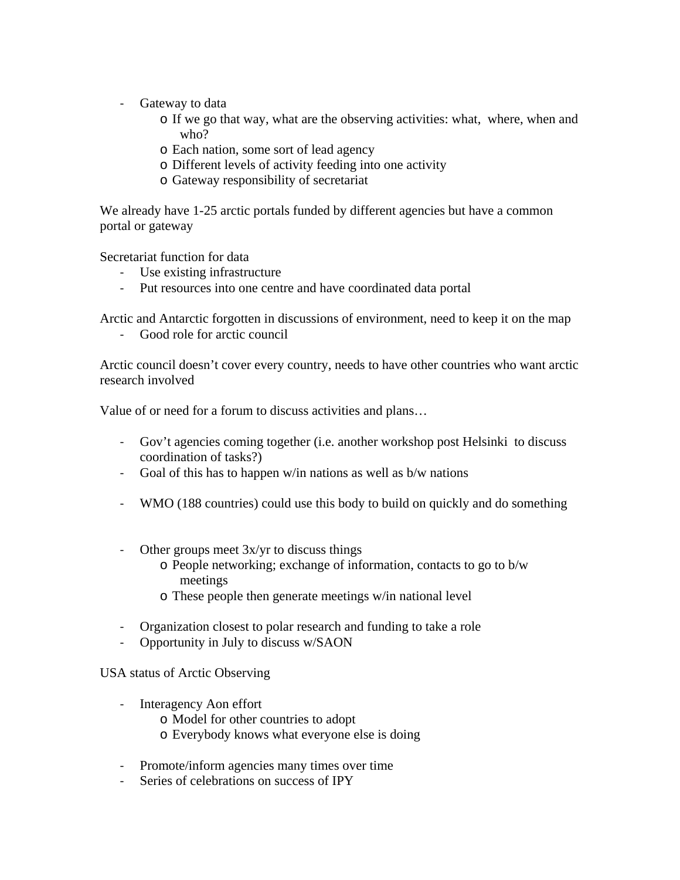- Gateway to data
    - If we go that way, what are the observing activities: what, where, when and who?
    - Each nation, some sort of lead agency
    - Different levels of activity feeding into one activity
    - Gateway responsibility of secretariat

We already have 1-25 arctic portals funded by different agencies but have a common portal or gateway

Secretariat function for data

- Use existing infrastructure
- Put resources into one centre and have coordinated data portal

Arctic and Antarctic forgotten in discussions of environment, need to keep it on the map

- Good role for arctic council

Arctic council doesn't cover every country, needs to have other countries who want arctic research involved

Value of or need for a forum to discuss activities and plans…

- Gov't agencies coming together (i.e. another workshop post Helsinki to discuss coordination of tasks?)
- Goal of this has to happen w/in nations as well as b/w nations

- WMO (188 countries) could use this body to build on quickly and do something

- Other groups meet 3x/yr to discuss things
    - People networking; exchange of information, contacts to go to b/w meetings
    - These people then generate meetings w/in national level

- Organization closest to polar research and funding to take a role
- Opportunity in July to discuss w/SAON

USA status of Arctic Observing

- Interagency Aon effort
    - Model for other countries to adopt
    - Everybody knows what everyone else is doing

- Promote/inform agencies many times over time
- Series of celebrations on success of IPY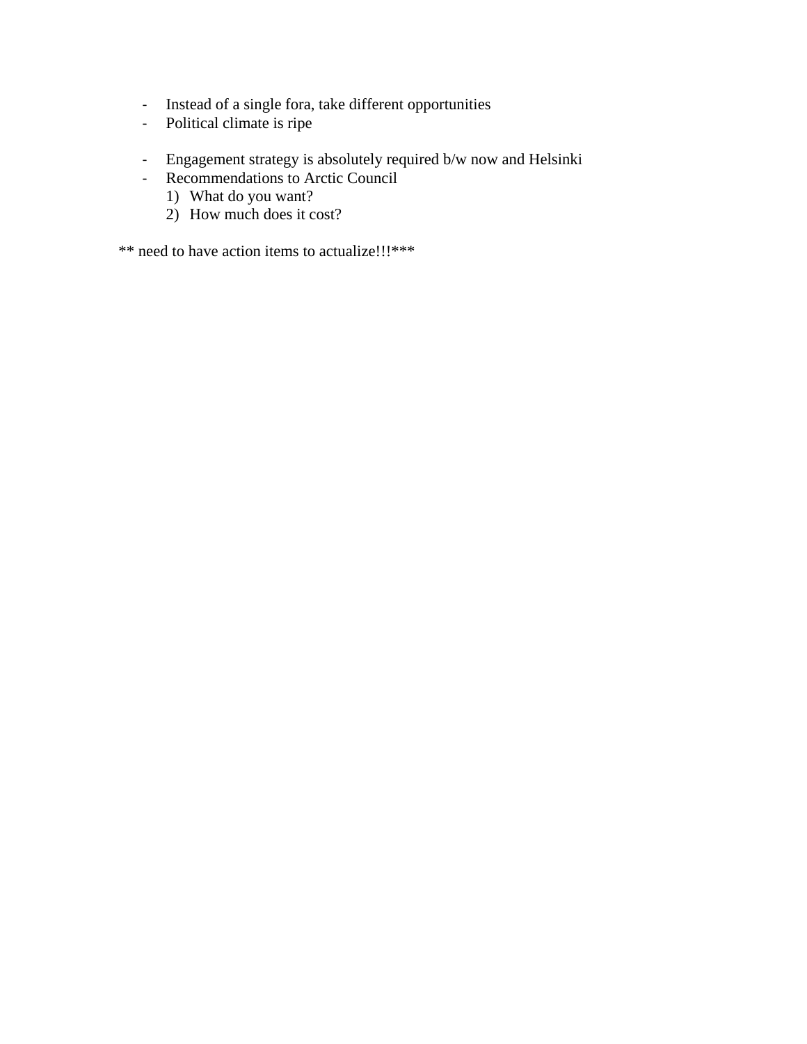- Instead of a single fora, take different opportunities
- Political climate is ripe

- Engagement strategy is absolutely required b/w now and Helsinki
- Recommendations to Arctic Council
    1) What do you want?
    2) How much does it cost?

** need to have action items to actualize!!!***